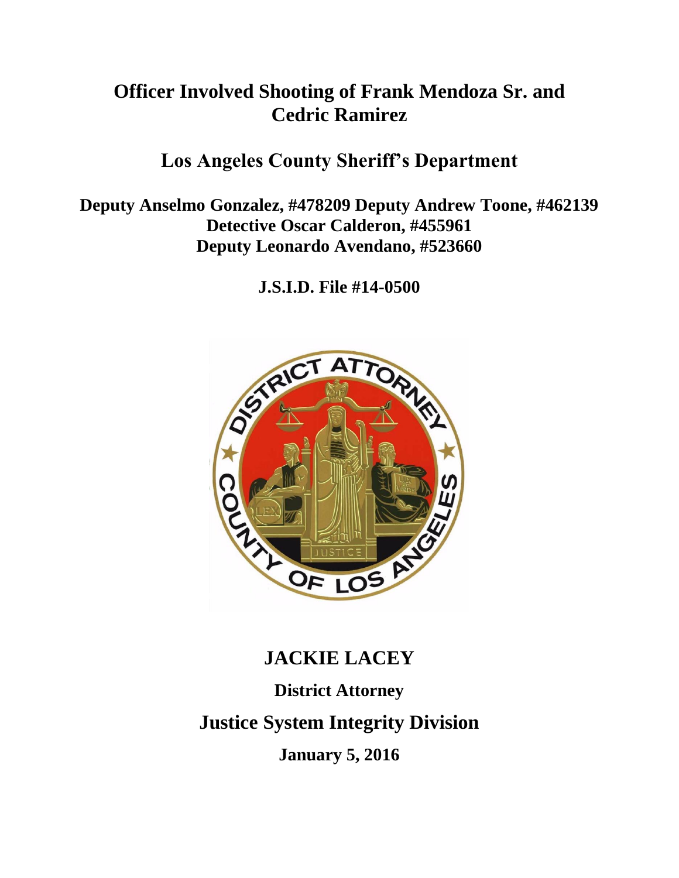# Officer Involved Shooting of Frank Mendoza Sr. and Cedric Ramirez

## Los Angeles County Sheriff's Department

**Deputy Anselmo Gonzalez, #478209 Deputy Andrew Toone, #462139**
**Detective Oscar Calderon, #455961**
**Deputy Leonardo Avendano, #523660**

**J.S.I.D. File #14-0500**

## JACKIE LACEY

**District Attorney**

## Justice System Integrity Division

**January 5, 2016**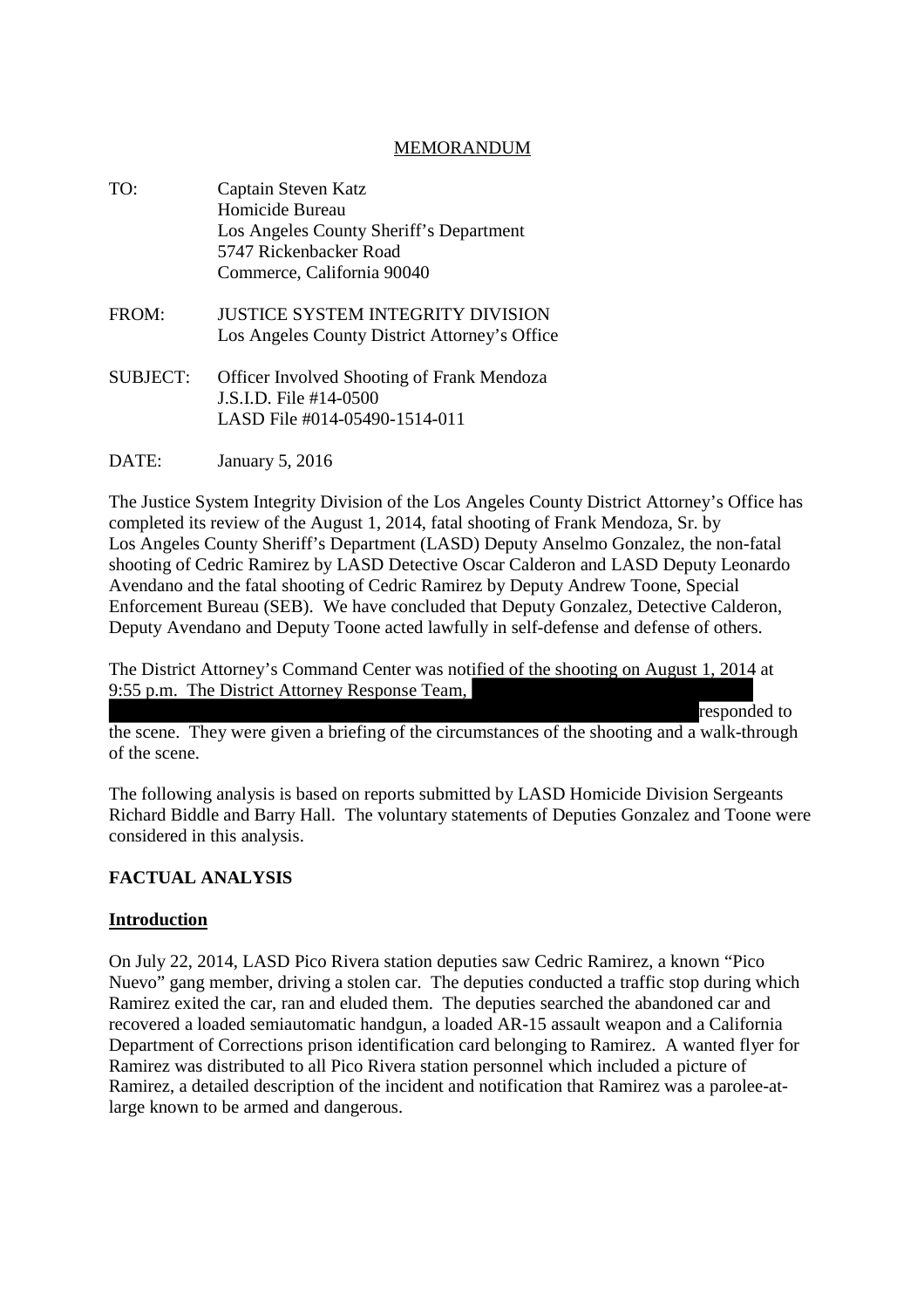MEMORANDUM

TO: Captain Steven Katz
Homicide Bureau
Los Angeles County Sheriff's Department
5747 Rickenbacker Road
Commerce, California 90040

FROM: JUSTICE SYSTEM INTEGRITY DIVISION
Los Angeles County District Attorney's Office

SUBJECT: Officer Involved Shooting of Frank Mendoza
J.S.I.D. File #14-0500
LASD File #014-05490-1514-011

DATE: January 5, 2016

The Justice System Integrity Division of the Los Angeles County District Attorney's Office has completed its review of the August 1, 2014, fatal shooting of Frank Mendoza, Sr. by Los Angeles County Sheriff's Department (LASD) Deputy Anselmo Gonzalez, the non-fatal shooting of Cedric Ramirez by LASD Detective Oscar Calderon and LASD Deputy Leonardo Avendano and the fatal shooting of Cedric Ramirez by Deputy Andrew Toone, Special Enforcement Bureau (SEB). We have concluded that Deputy Gonzalez, Detective Calderon, Deputy Avendano and Deputy Toone acted lawfully in self-defense and defense of others.

The District Attorney's Command Center was notified of the shooting on August 1, 2014 at 9:55 p.m. The District Attorney Response Team, [REDACTED] responded to the scene. They were given a briefing of the circumstances of the shooting and a walk-through of the scene.

The following analysis is based on reports submitted by LASD Homicide Division Sergeants Richard Biddle and Barry Hall. The voluntary statements of Deputies Gonzalez and Toone were considered in this analysis.

## FACTUAL ANALYSIS

### Introduction

On July 22, 2014, LASD Pico Rivera station deputies saw Cedric Ramirez, a known "Pico Nuevo" gang member, driving a stolen car. The deputies conducted a traffic stop during which Ramirez exited the car, ran and eluded them. The deputies searched the abandoned car and recovered a loaded semiautomatic handgun, a loaded AR-15 assault weapon and a California Department of Corrections prison identification card belonging to Ramirez. A wanted flyer for Ramirez was distributed to all Pico Rivera station personnel which included a picture of Ramirez, a detailed description of the incident and notification that Ramirez was a parolee-at-large known to be armed and dangerous.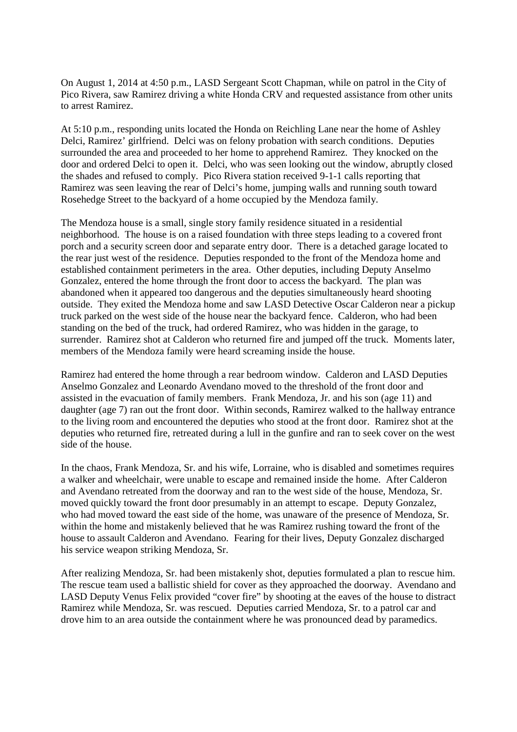On August 1, 2014 at 4:50 p.m., LASD Sergeant Scott Chapman, while on patrol in the City of Pico Rivera, saw Ramirez driving a white Honda CRV and requested assistance from other units to arrest Ramirez.

At 5:10 p.m., responding units located the Honda on Reichling Lane near the home of Ashley Delci, Ramirez' girlfriend. Delci was on felony probation with search conditions. Deputies surrounded the area and proceeded to her home to apprehend Ramirez. They knocked on the door and ordered Delci to open it. Delci, who was seen looking out the window, abruptly closed the shades and refused to comply. Pico Rivera station received 9-1-1 calls reporting that Ramirez was seen leaving the rear of Delci's home, jumping walls and running south toward Rosehedge Street to the backyard of a home occupied by the Mendoza family.

The Mendoza house is a small, single story family residence situated in a residential neighborhood. The house is on a raised foundation with three steps leading to a covered front porch and a security screen door and separate entry door. There is a detached garage located to the rear just west of the residence. Deputies responded to the front of the Mendoza home and established containment perimeters in the area. Other deputies, including Deputy Anselmo Gonzalez, entered the home through the front door to access the backyard. The plan was abandoned when it appeared too dangerous and the deputies simultaneously heard shooting outside. They exited the Mendoza home and saw LASD Detective Oscar Calderon near a pickup truck parked on the west side of the house near the backyard fence. Calderon, who had been standing on the bed of the truck, had ordered Ramirez, who was hidden in the garage, to surrender. Ramirez shot at Calderon who returned fire and jumped off the truck. Moments later, members of the Mendoza family were heard screaming inside the house.

Ramirez had entered the home through a rear bedroom window. Calderon and LASD Deputies Anselmo Gonzalez and Leonardo Avendano moved to the threshold of the front door and assisted in the evacuation of family members. Frank Mendoza, Jr. and his son (age 11) and daughter (age 7) ran out the front door. Within seconds, Ramirez walked to the hallway entrance to the living room and encountered the deputies who stood at the front door. Ramirez shot at the deputies who returned fire, retreated during a lull in the gunfire and ran to seek cover on the west side of the house.

In the chaos, Frank Mendoza, Sr. and his wife, Lorraine, who is disabled and sometimes requires a walker and wheelchair, were unable to escape and remained inside the home. After Calderon and Avendano retreated from the doorway and ran to the west side of the house, Mendoza, Sr. moved quickly toward the front door presumably in an attempt to escape. Deputy Gonzalez, who had moved toward the east side of the home, was unaware of the presence of Mendoza, Sr. within the home and mistakenly believed that he was Ramirez rushing toward the front of the house to assault Calderon and Avendano. Fearing for their lives, Deputy Gonzalez discharged his service weapon striking Mendoza, Sr.

After realizing Mendoza, Sr. had been mistakenly shot, deputies formulated a plan to rescue him. The rescue team used a ballistic shield for cover as they approached the doorway. Avendano and LASD Deputy Venus Felix provided "cover fire" by shooting at the eaves of the house to distract Ramirez while Mendoza, Sr. was rescued. Deputies carried Mendoza, Sr. to a patrol car and drove him to an area outside the containment where he was pronounced dead by paramedics.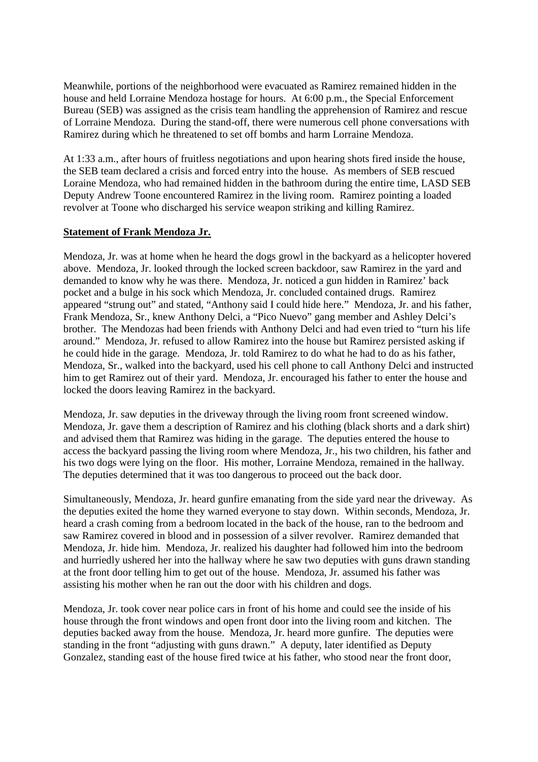Meanwhile, portions of the neighborhood were evacuated as Ramirez remained hidden in the house and held Lorraine Mendoza hostage for hours. At 6:00 p.m., the Special Enforcement Bureau (SEB) was assigned as the crisis team handling the apprehension of Ramirez and rescue of Lorraine Mendoza. During the stand-off, there were numerous cell phone conversations with Ramirez during which he threatened to set off bombs and harm Lorraine Mendoza.

At 1:33 a.m., after hours of fruitless negotiations and upon hearing shots fired inside the house, the SEB team declared a crisis and forced entry into the house. As members of SEB rescued Loraine Mendoza, who had remained hidden in the bathroom during the entire time, LASD SEB Deputy Andrew Toone encountered Ramirez in the living room. Ramirez pointing a loaded revolver at Toone who discharged his service weapon striking and killing Ramirez.

**Statement of Frank Mendoza Jr.**

Mendoza, Jr. was at home when he heard the dogs growl in the backyard as a helicopter hovered above. Mendoza, Jr. looked through the locked screen backdoor, saw Ramirez in the yard and demanded to know why he was there. Mendoza, Jr. noticed a gun hidden in Ramirez' back pocket and a bulge in his sock which Mendoza, Jr. concluded contained drugs. Ramirez appeared "strung out" and stated, "Anthony said I could hide here." Mendoza, Jr. and his father, Frank Mendoza, Sr., knew Anthony Delci, a "Pico Nuevo" gang member and Ashley Delci's brother. The Mendozas had been friends with Anthony Delci and had even tried to "turn his life around." Mendoza, Jr. refused to allow Ramirez into the house but Ramirez persisted asking if he could hide in the garage. Mendoza, Jr. told Ramirez to do what he had to do as his father, Mendoza, Sr., walked into the backyard, used his cell phone to call Anthony Delci and instructed him to get Ramirez out of their yard. Mendoza, Jr. encouraged his father to enter the house and locked the doors leaving Ramirez in the backyard.

Mendoza, Jr. saw deputies in the driveway through the living room front screened window. Mendoza, Jr. gave them a description of Ramirez and his clothing (black shorts and a dark shirt) and advised them that Ramirez was hiding in the garage. The deputies entered the house to access the backyard passing the living room where Mendoza, Jr., his two children, his father and his two dogs were lying on the floor. His mother, Lorraine Mendoza, remained in the hallway. The deputies determined that it was too dangerous to proceed out the back door.

Simultaneously, Mendoza, Jr. heard gunfire emanating from the side yard near the driveway. As the deputies exited the home they warned everyone to stay down. Within seconds, Mendoza, Jr. heard a crash coming from a bedroom located in the back of the house, ran to the bedroom and saw Ramirez covered in blood and in possession of a silver revolver. Ramirez demanded that Mendoza, Jr. hide him. Mendoza, Jr. realized his daughter had followed him into the bedroom and hurriedly ushered her into the hallway where he saw two deputies with guns drawn standing at the front door telling him to get out of the house. Mendoza, Jr. assumed his father was assisting his mother when he ran out the door with his children and dogs.

Mendoza, Jr. took cover near police cars in front of his home and could see the inside of his house through the front windows and open front door into the living room and kitchen. The deputies backed away from the house. Mendoza, Jr. heard more gunfire. The deputies were standing in the front "adjusting with guns drawn." A deputy, later identified as Deputy Gonzalez, standing east of the house fired twice at his father, who stood near the front door,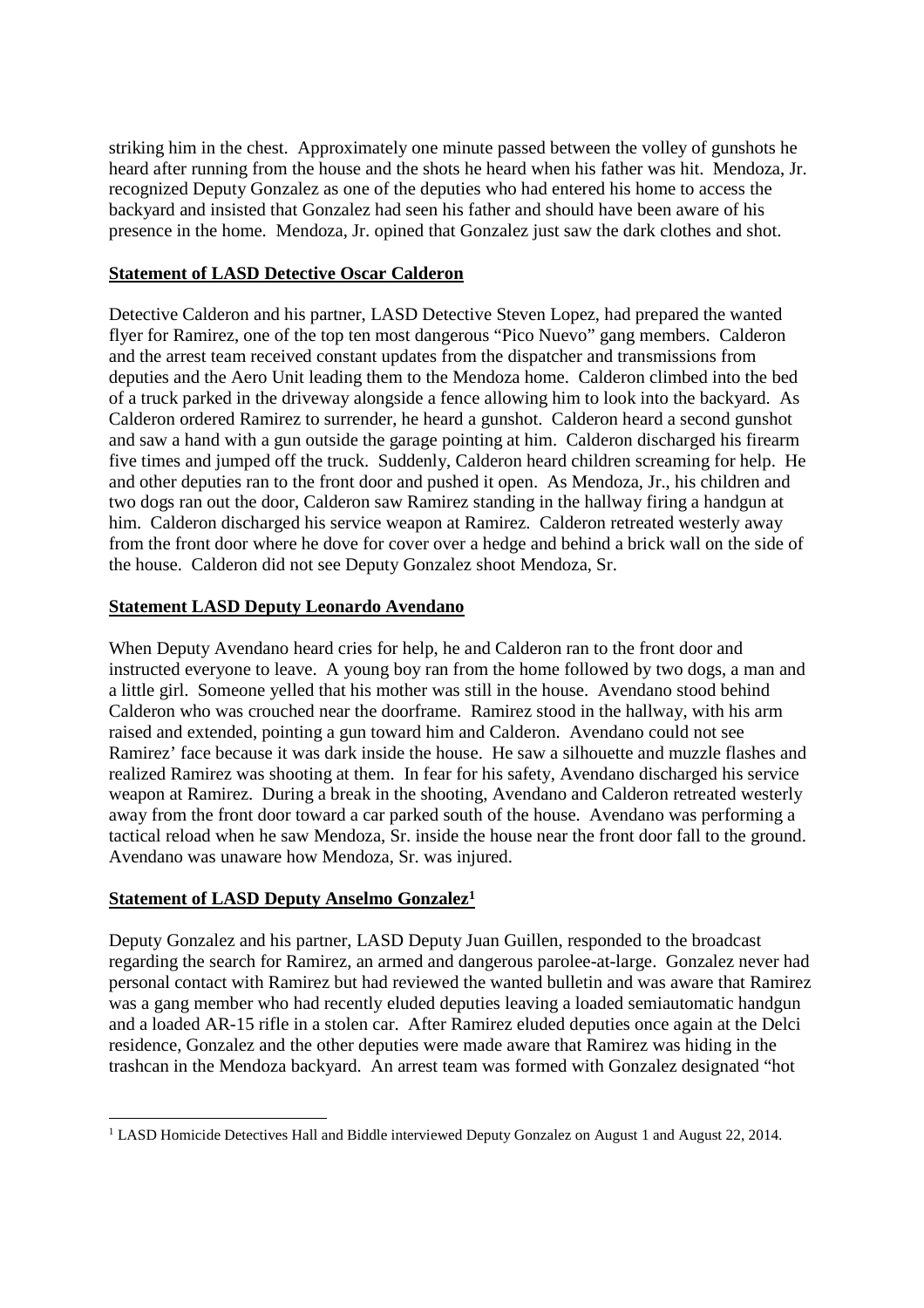striking him in the chest. Approximately one minute passed between the volley of gunshots he heard after running from the house and the shots he heard when his father was hit. Mendoza, Jr. recognized Deputy Gonzalez as one of the deputies who had entered his home to access the backyard and insisted that Gonzalez had seen his father and should have been aware of his presence in the home. Mendoza, Jr. opined that Gonzalez just saw the dark clothes and shot.

**Statement of LASD Detective Oscar Calderon**

Detective Calderon and his partner, LASD Detective Steven Lopez, had prepared the wanted flyer for Ramirez, one of the top ten most dangerous "Pico Nuevo" gang members. Calderon and the arrest team received constant updates from the dispatcher and transmissions from deputies and the Aero Unit leading them to the Mendoza home. Calderon climbed into the bed of a truck parked in the driveway alongside a fence allowing him to look into the backyard. As Calderon ordered Ramirez to surrender, he heard a gunshot. Calderon heard a second gunshot and saw a hand with a gun outside the garage pointing at him. Calderon discharged his firearm five times and jumped off the truck. Suddenly, Calderon heard children screaming for help. He and other deputies ran to the front door and pushed it open. As Mendoza, Jr., his children and two dogs ran out the door, Calderon saw Ramirez standing in the hallway firing a handgun at him. Calderon discharged his service weapon at Ramirez. Calderon retreated westerly away from the front door where he dove for cover over a hedge and behind a brick wall on the side of the house. Calderon did not see Deputy Gonzalez shoot Mendoza, Sr.

**Statement LASD Deputy Leonardo Avendano**

When Deputy Avendano heard cries for help, he and Calderon ran to the front door and instructed everyone to leave. A young boy ran from the home followed by two dogs, a man and a little girl. Someone yelled that his mother was still in the house. Avendano stood behind Calderon who was crouched near the doorframe. Ramirez stood in the hallway, with his arm raised and extended, pointing a gun toward him and Calderon. Avendano could not see Ramirez' face because it was dark inside the house. He saw a silhouette and muzzle flashes and realized Ramirez was shooting at them. In fear for his safety, Avendano discharged his service weapon at Ramirez. During a break in the shooting, Avendano and Calderon retreated westerly away from the front door toward a car parked south of the house. Avendano was performing a tactical reload when he saw Mendoza, Sr. inside the house near the front door fall to the ground. Avendano was unaware how Mendoza, Sr. was injured.

**Statement of LASD Deputy Anselmo Gonzalez[1]**

Deputy Gonzalez and his partner, LASD Deputy Juan Guillen, responded to the broadcast regarding the search for Ramirez, an armed and dangerous parolee-at-large. Gonzalez never had personal contact with Ramirez but had reviewed the wanted bulletin and was aware that Ramirez was a gang member who had recently eluded deputies leaving a loaded semiautomatic handgun and a loaded AR-15 rifle in a stolen car. After Ramirez eluded deputies once again at the Delci residence, Gonzalez and the other deputies were made aware that Ramirez was hiding in the trashcan in the Mendoza backyard. An arrest team was formed with Gonzalez designated "hot

[1] LASD Homicide Detectives Hall and Biddle interviewed Deputy Gonzalez on August 1 and August 22, 2014.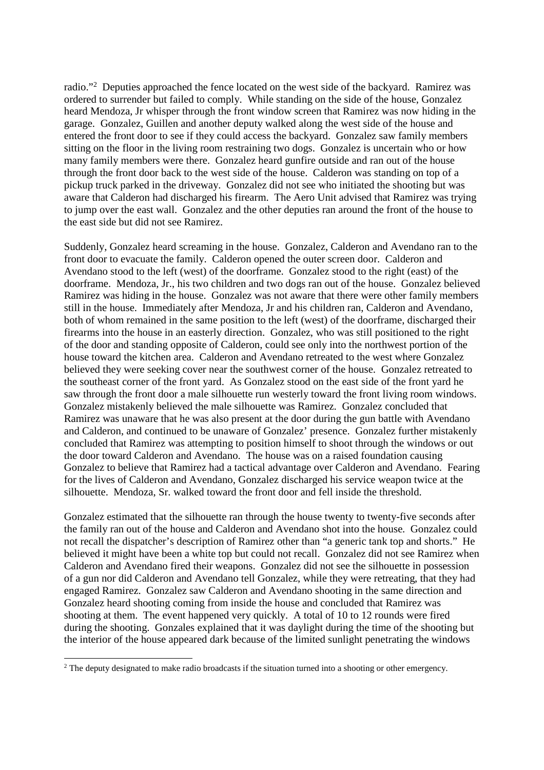radio."[2] Deputies approached the fence located on the west side of the backyard. Ramirez was ordered to surrender but failed to comply. While standing on the side of the house, Gonzalez heard Mendoza, Jr whisper through the front window screen that Ramirez was now hiding in the garage. Gonzalez, Guillen and another deputy walked along the west side of the house and entered the front door to see if they could access the backyard. Gonzalez saw family members sitting on the floor in the living room restraining two dogs. Gonzalez is uncertain who or how many family members were there. Gonzalez heard gunfire outside and ran out of the house through the front door back to the west side of the house. Calderon was standing on top of a pickup truck parked in the driveway. Gonzalez did not see who initiated the shooting but was aware that Calderon had discharged his firearm. The Aero Unit advised that Ramirez was trying to jump over the east wall. Gonzalez and the other deputies ran around the front of the house to the east side but did not see Ramirez.

Suddenly, Gonzalez heard screaming in the house. Gonzalez, Calderon and Avendano ran to the front door to evacuate the family. Calderon opened the outer screen door. Calderon and Avendano stood to the left (west) of the doorframe. Gonzalez stood to the right (east) of the doorframe. Mendoza, Jr., his two children and two dogs ran out of the house. Gonzalez believed Ramirez was hiding in the house. Gonzalez was not aware that there were other family members still in the house. Immediately after Mendoza, Jr and his children ran, Calderon and Avendano, both of whom remained in the same position to the left (west) of the doorframe, discharged their firearms into the house in an easterly direction. Gonzalez, who was still positioned to the right of the door and standing opposite of Calderon, could see only into the northwest portion of the house toward the kitchen area. Calderon and Avendano retreated to the west where Gonzalez believed they were seeking cover near the southwest corner of the house. Gonzalez retreated to the southeast corner of the front yard. As Gonzalez stood on the east side of the front yard he saw through the front door a male silhouette run westerly toward the front living room windows. Gonzalez mistakenly believed the male silhouette was Ramirez. Gonzalez concluded that Ramirez was unaware that he was also present at the door during the gun battle with Avendano and Calderon, and continued to be unaware of Gonzalez' presence. Gonzalez further mistakenly concluded that Ramirez was attempting to position himself to shoot through the windows or out the door toward Calderon and Avendano. The house was on a raised foundation causing Gonzalez to believe that Ramirez had a tactical advantage over Calderon and Avendano. Fearing for the lives of Calderon and Avendano, Gonzalez discharged his service weapon twice at the silhouette. Mendoza, Sr. walked toward the front door and fell inside the threshold.

Gonzalez estimated that the silhouette ran through the house twenty to twenty-five seconds after the family ran out of the house and Calderon and Avendano shot into the house. Gonzalez could not recall the dispatcher's description of Ramirez other than "a generic tank top and shorts." He believed it might have been a white top but could not recall. Gonzalez did not see Ramirez when Calderon and Avendano fired their weapons. Gonzalez did not see the silhouette in possession of a gun nor did Calderon and Avendano tell Gonzalez, while they were retreating, that they had engaged Ramirez. Gonzalez saw Calderon and Avendano shooting in the same direction and Gonzalez heard shooting coming from inside the house and concluded that Ramirez was shooting at them. The event happened very quickly. A total of 10 to 12 rounds were fired during the shooting. Gonzales explained that it was daylight during the time of the shooting but the interior of the house appeared dark because of the limited sunlight penetrating the windows

[2] The deputy designated to make radio broadcasts if the situation turned into a shooting or other emergency.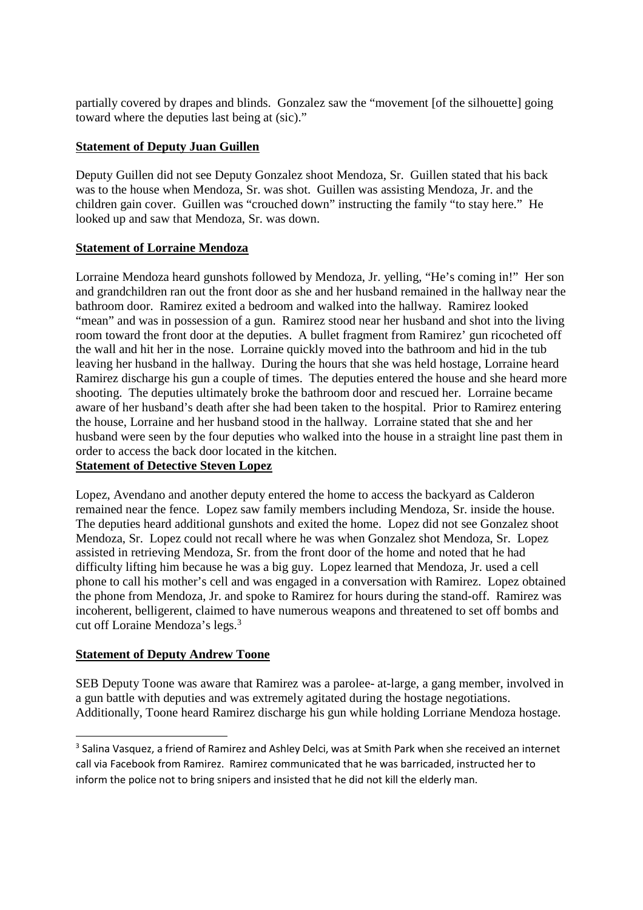partially covered by drapes and blinds. Gonzalez saw the "movement [of the silhouette] going toward where the deputies last being at (sic)."

**Statement of Deputy Juan Guillen**

Deputy Guillen did not see Deputy Gonzalez shoot Mendoza, Sr. Guillen stated that his back was to the house when Mendoza, Sr. was shot. Guillen was assisting Mendoza, Jr. and the children gain cover. Guillen was "crouched down" instructing the family "to stay here." He looked up and saw that Mendoza, Sr. was down.

**Statement of Lorraine Mendoza**

Lorraine Mendoza heard gunshots followed by Mendoza, Jr. yelling, "He's coming in!" Her son and grandchildren ran out the front door as she and her husband remained in the hallway near the bathroom door. Ramirez exited a bedroom and walked into the hallway. Ramirez looked "mean" and was in possession of a gun. Ramirez stood near her husband and shot into the living room toward the front door at the deputies. A bullet fragment from Ramirez' gun ricocheted off the wall and hit her in the nose. Lorraine quickly moved into the bathroom and hid in the tub leaving her husband in the hallway. During the hours that she was held hostage, Lorraine heard Ramirez discharge his gun a couple of times. The deputies entered the house and she heard more shooting. The deputies ultimately broke the bathroom door and rescued her. Lorraine became aware of her husband's death after she had been taken to the hospital. Prior to Ramirez entering the house, Lorraine and her husband stood in the hallway. Lorraine stated that she and her husband were seen by the four deputies who walked into the house in a straight line past them in order to access the back door located in the kitchen.

**Statement of Detective Steven Lopez**

Lopez, Avendano and another deputy entered the home to access the backyard as Calderon remained near the fence. Lopez saw family members including Mendoza, Sr. inside the house. The deputies heard additional gunshots and exited the home. Lopez did not see Gonzalez shoot Mendoza, Sr. Lopez could not recall where he was when Gonzalez shot Mendoza, Sr. Lopez assisted in retrieving Mendoza, Sr. from the front door of the home and noted that he had difficulty lifting him because he was a big guy. Lopez learned that Mendoza, Jr. used a cell phone to call his mother's cell and was engaged in a conversation with Ramirez. Lopez obtained the phone from Mendoza, Jr. and spoke to Ramirez for hours during the stand-off. Ramirez was incoherent, belligerent, claimed to have numerous weapons and threatened to set off bombs and cut off Loraine Mendoza's legs.[3]

**Statement of Deputy Andrew Toone**

SEB Deputy Toone was aware that Ramirez was a parolee- at-large, a gang member, involved in a gun battle with deputies and was extremely agitated during the hostage negotiations. Additionally, Toone heard Ramirez discharge his gun while holding Lorriane Mendoza hostage.

---

[3] Salina Vasquez, a friend of Ramirez and Ashley Delci, was at Smith Park when she received an internet call via Facebook from Ramirez. Ramirez communicated that he was barricaded, instructed her to inform the police not to bring snipers and insisted that he did not kill the elderly man.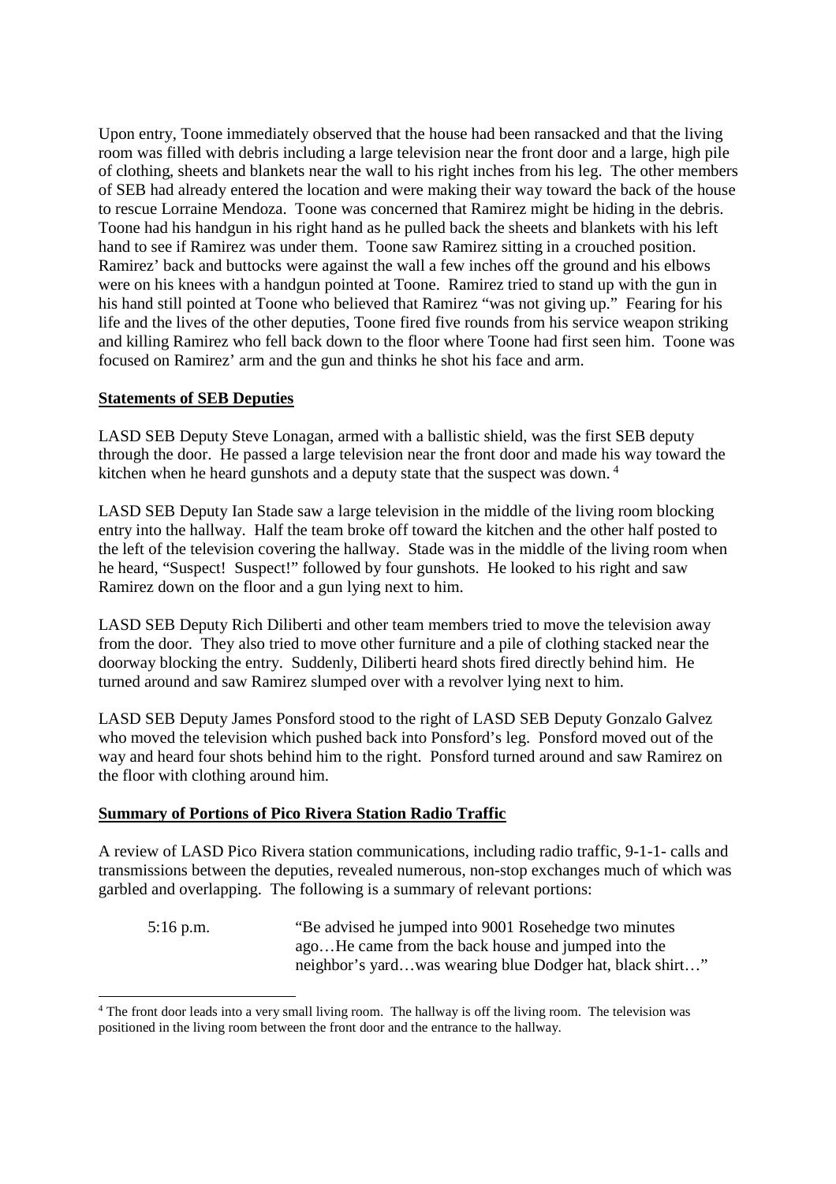Upon entry, Toone immediately observed that the house had been ransacked and that the living room was filled with debris including a large television near the front door and a large, high pile of clothing, sheets and blankets near the wall to his right inches from his leg. The other members of SEB had already entered the location and were making their way toward the back of the house to rescue Lorraine Mendoza. Toone was concerned that Ramirez might be hiding in the debris. Toone had his handgun in his right hand as he pulled back the sheets and blankets with his left hand to see if Ramirez was under them. Toone saw Ramirez sitting in a crouched position. Ramirez' back and buttocks were against the wall a few inches off the ground and his elbows were on his knees with a handgun pointed at Toone. Ramirez tried to stand up with the gun in his hand still pointed at Toone who believed that Ramirez "was not giving up." Fearing for his life and the lives of the other deputies, Toone fired five rounds from his service weapon striking and killing Ramirez who fell back down to the floor where Toone had first seen him. Toone was focused on Ramirez' arm and the gun and thinks he shot his face and arm.

**Statements of SEB Deputies**

LASD SEB Deputy Steve Lonagan, armed with a ballistic shield, was the first SEB deputy through the door. He passed a large television near the front door and made his way toward the kitchen when he heard gunshots and a deputy state that the suspect was down. [4]

LASD SEB Deputy Ian Stade saw a large television in the middle of the living room blocking entry into the hallway. Half the team broke off toward the kitchen and the other half posted to the left of the television covering the hallway. Stade was in the middle of the living room when he heard, "Suspect! Suspect!" followed by four gunshots. He looked to his right and saw Ramirez down on the floor and a gun lying next to him.

LASD SEB Deputy Rich Diliberti and other team members tried to move the television away from the door. They also tried to move other furniture and a pile of clothing stacked near the doorway blocking the entry. Suddenly, Diliberti heard shots fired directly behind him. He turned around and saw Ramirez slumped over with a revolver lying next to him.

LASD SEB Deputy James Ponsford stood to the right of LASD SEB Deputy Gonzalo Galvez who moved the television which pushed back into Ponsford's leg. Ponsford moved out of the way and heard four shots behind him to the right. Ponsford turned around and saw Ramirez on the floor with clothing around him.

**Summary of Portions of Pico Rivera Station Radio Traffic**

A review of LASD Pico Rivera station communications, including radio traffic, 9-1-1- calls and transmissions between the deputies, revealed numerous, non-stop exchanges much of which was garbled and overlapping. The following is a summary of relevant portions:

5:16 p.m. "Be advised he jumped into 9001 Rosehedge two minutes ago…He came from the back house and jumped into the neighbor's yard…was wearing blue Dodger hat, black shirt…"

[4] The front door leads into a very small living room. The hallway is off the living room. The television was positioned in the living room between the front door and the entrance to the hallway.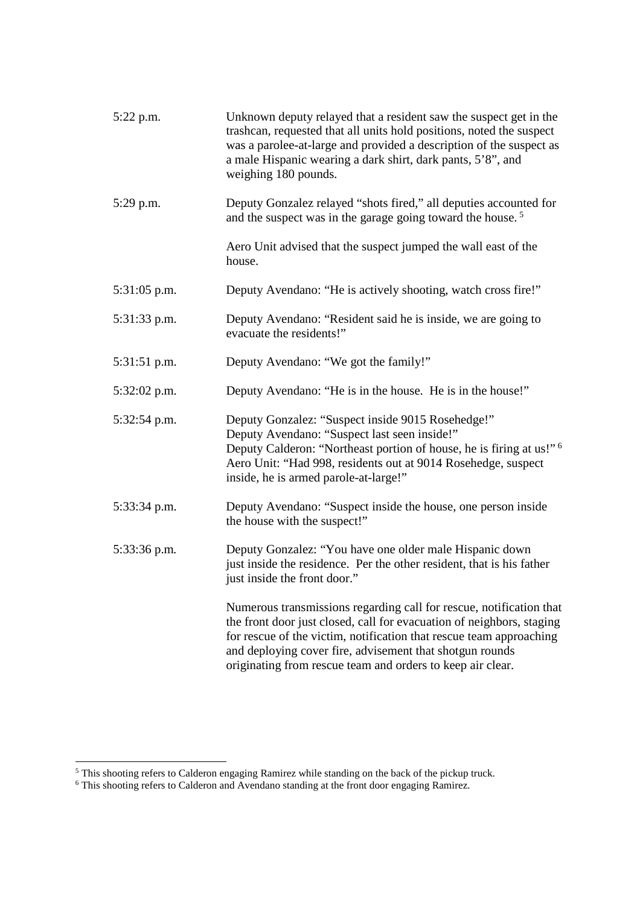| | |
|---|---|
| 5:22 p.m. | Unknown deputy relayed that a resident saw the suspect get in the trashcan, requested that all units hold positions, noted the suspect was a parolee-at-large and provided a description of the suspect as a male Hispanic wearing a dark shirt, dark pants, 5'8", and weighing 180 pounds. |
| 5:29 p.m. | Deputy Gonzalez relayed "shots fired," all deputies accounted for and the suspect was in the garage going toward the house. [5] |
| | Aero Unit advised that the suspect jumped the wall east of the house. |
| 5:31:05 p.m. | Deputy Avendano: "He is actively shooting, watch cross fire!" |
| 5:31:33 p.m. | Deputy Avendano: "Resident said he is inside, we are going to evacuate the residents!" |
| 5:31:51 p.m. | Deputy Avendano: "We got the family!" |
| 5:32:02 p.m. | Deputy Avendano: "He is in the house. He is in the house!" |
| 5:32:54 p.m. | Deputy Gonzalez: "Suspect inside 9015 Rosehedge!"<br>Deputy Avendano: "Suspect last seen inside!"<br>Deputy Calderon: "Northeast portion of house, he is firing at us!" [6]<br>Aero Unit: "Had 998, residents out at 9014 Rosehedge, suspect inside, he is armed parole-at-large!" |
| 5:33:34 p.m. | Deputy Avendano: "Suspect inside the house, one person inside the house with the suspect!" |
| 5:33:36 p.m. | Deputy Gonzalez: "You have one older male Hispanic down just inside the residence. Per the other resident, that is his father just inside the front door." |
| | Numerous transmissions regarding call for rescue, notification that the front door just closed, call for evacuation of neighbors, staging for rescue of the victim, notification that rescue team approaching and deploying cover fire, advisement that shotgun rounds originating from rescue team and orders to keep air clear. |

[5] This shooting refers to Calderon engaging Ramirez while standing on the back of the pickup truck.

[6] This shooting refers to Calderon and Avendano standing at the front door engaging Ramirez.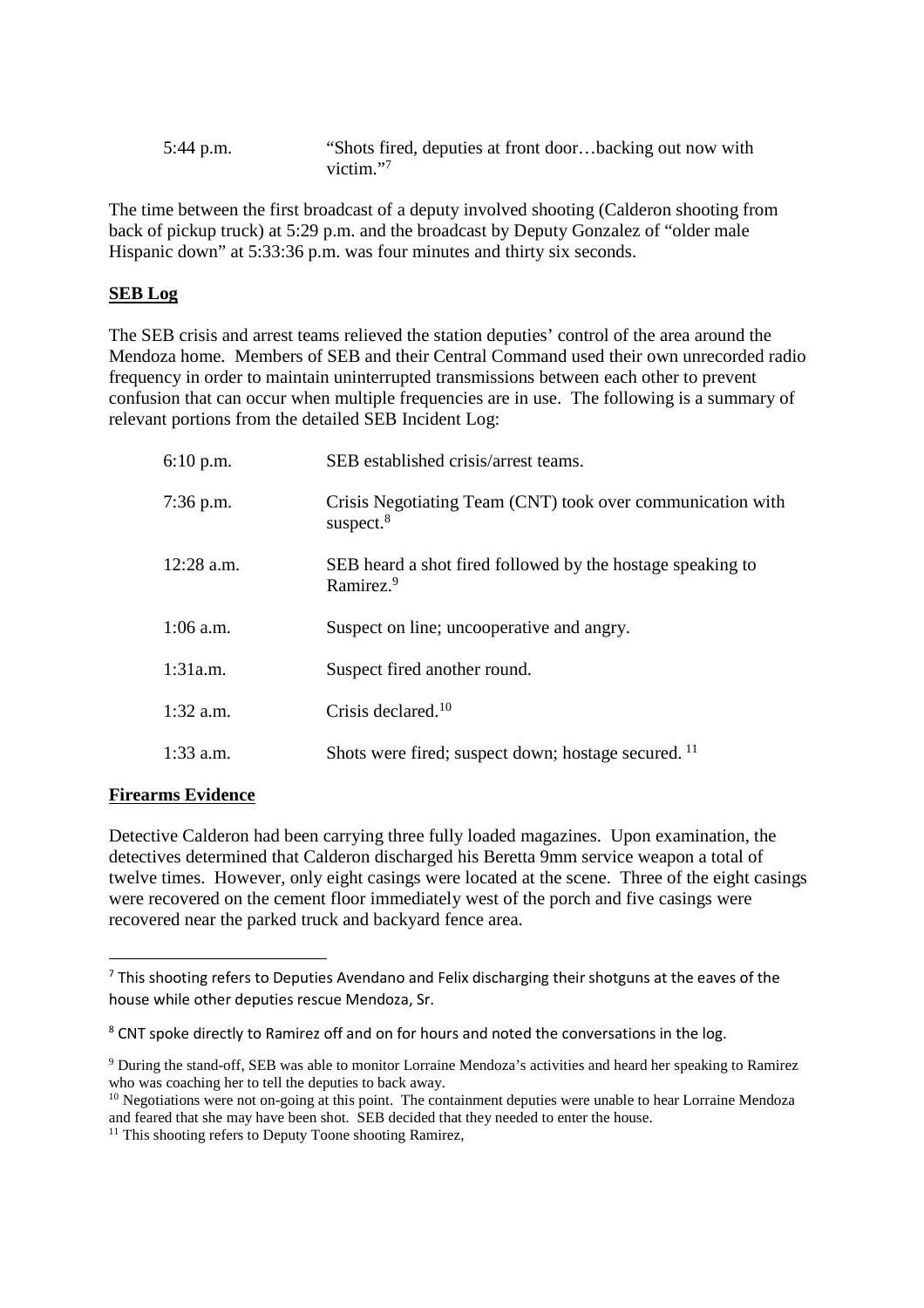| | |
|---|---|
| 5:44 p.m. | "Shots fired, deputies at front door…backing out now with victim."[7] |

The time between the first broadcast of a deputy involved shooting (Calderon shooting from back of pickup truck) at 5:29 p.m. and the broadcast by Deputy Gonzalez of "older male Hispanic down" at 5:33:36 p.m. was four minutes and thirty six seconds.

**SEB Log**

The SEB crisis and arrest teams relieved the station deputies' control of the area around the Mendoza home. Members of SEB and their Central Command used their own unrecorded radio frequency in order to maintain uninterrupted transmissions between each other to prevent confusion that can occur when multiple frequencies are in use. The following is a summary of relevant portions from the detailed SEB Incident Log:

| | |
|---|---|
| 6:10 p.m. | SEB established crisis/arrest teams. |
| 7:36 p.m. | Crisis Negotiating Team (CNT) took over communication with suspect.[8] |
| 12:28 a.m. | SEB heard a shot fired followed by the hostage speaking to Ramirez.[9] |
| 1:06 a.m. | Suspect on line; uncooperative and angry. |
| 1:31a.m. | Suspect fired another round. |
| 1:32 a.m. | Crisis declared.[10] |
| 1:33 a.m. | Shots were fired; suspect down; hostage secured. [11] |

**Firearms Evidence**

Detective Calderon had been carrying three fully loaded magazines. Upon examination, the detectives determined that Calderon discharged his Beretta 9mm service weapon a total of twelve times. However, only eight casings were located at the scene. Three of the eight casings were recovered on the cement floor immediately west of the porch and five casings were recovered near the parked truck and backyard fence area.

---

[7] This shooting refers to Deputies Avendano and Felix discharging their shotguns at the eaves of the house while other deputies rescue Mendoza, Sr.

[8] CNT spoke directly to Ramirez off and on for hours and noted the conversations in the log.

[9] During the stand-off, SEB was able to monitor Lorraine Mendoza's activities and heard her speaking to Ramirez who was coaching her to tell the deputies to back away.

[10] Negotiations were not on-going at this point. The containment deputies were unable to hear Lorraine Mendoza and feared that she may have been shot. SEB decided that they needed to enter the house.

[11] This shooting refers to Deputy Toone shooting Ramirez,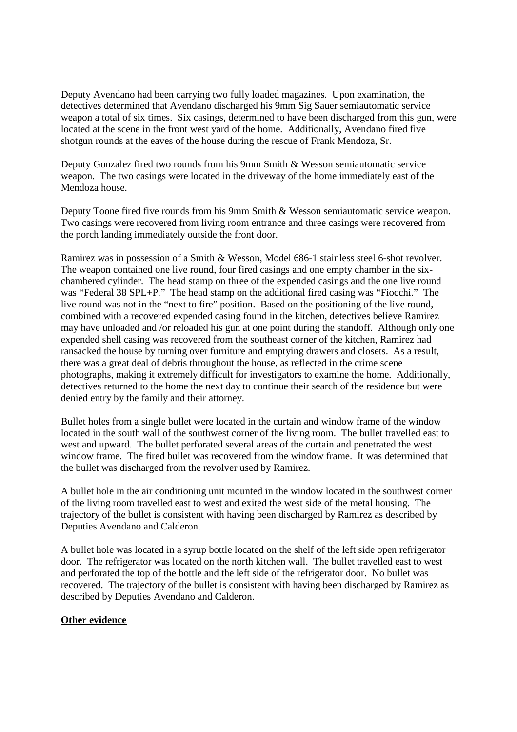Deputy Avendano had been carrying two fully loaded magazines. Upon examination, the detectives determined that Avendano discharged his 9mm Sig Sauer semiautomatic service weapon a total of six times. Six casings, determined to have been discharged from this gun, were located at the scene in the front west yard of the home. Additionally, Avendano fired five shotgun rounds at the eaves of the house during the rescue of Frank Mendoza, Sr.

Deputy Gonzalez fired two rounds from his 9mm Smith & Wesson semiautomatic service weapon. The two casings were located in the driveway of the home immediately east of the Mendoza house.

Deputy Toone fired five rounds from his 9mm Smith & Wesson semiautomatic service weapon. Two casings were recovered from living room entrance and three casings were recovered from the porch landing immediately outside the front door.

Ramirez was in possession of a Smith & Wesson, Model 686-1 stainless steel 6-shot revolver. The weapon contained one live round, four fired casings and one empty chamber in the six-chambered cylinder. The head stamp on three of the expended casings and the one live round was "Federal 38 SPL+P." The head stamp on the additional fired casing was "Fiocchi." The live round was not in the "next to fire" position. Based on the positioning of the live round, combined with a recovered expended casing found in the kitchen, detectives believe Ramirez may have unloaded and /or reloaded his gun at one point during the standoff. Although only one expended shell casing was recovered from the southeast corner of the kitchen, Ramirez had ransacked the house by turning over furniture and emptying drawers and closets. As a result, there was a great deal of debris throughout the house, as reflected in the crime scene photographs, making it extremely difficult for investigators to examine the home. Additionally, detectives returned to the home the next day to continue their search of the residence but were denied entry by the family and their attorney.

Bullet holes from a single bullet were located in the curtain and window frame of the window located in the south wall of the southwest corner of the living room. The bullet travelled east to west and upward. The bullet perforated several areas of the curtain and penetrated the west window frame. The fired bullet was recovered from the window frame. It was determined that the bullet was discharged from the revolver used by Ramirez.

A bullet hole in the air conditioning unit mounted in the window located in the southwest corner of the living room travelled east to west and exited the west side of the metal housing. The trajectory of the bullet is consistent with having been discharged by Ramirez as described by Deputies Avendano and Calderon.

A bullet hole was located in a syrup bottle located on the shelf of the left side open refrigerator door. The refrigerator was located on the north kitchen wall. The bullet travelled east to west and perforated the top of the bottle and the left side of the refrigerator door. No bullet was recovered. The trajectory of the bullet is consistent with having been discharged by Ramirez as described by Deputies Avendano and Calderon.

**Other evidence**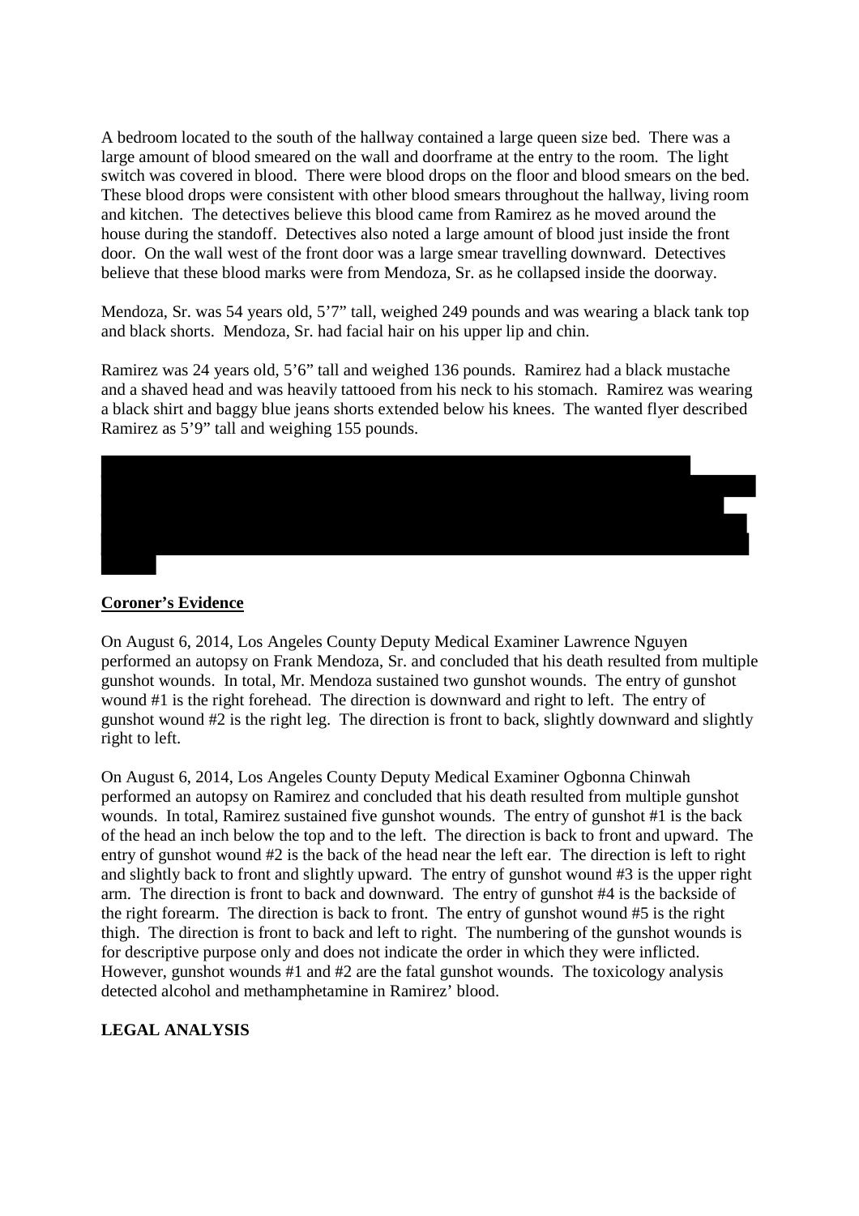A bedroom located to the south of the hallway contained a large queen size bed. There was a large amount of blood smeared on the wall and doorframe at the entry to the room. The light switch was covered in blood. There were blood drops on the floor and blood smears on the bed. These blood drops were consistent with other blood smears throughout the hallway, living room and kitchen. The detectives believe this blood came from Ramirez as he moved around the house during the standoff. Detectives also noted a large amount of blood just inside the front door. On the wall west of the front door was a large smear travelling downward. Detectives believe that these blood marks were from Mendoza, Sr. as he collapsed inside the doorway.

Mendoza, Sr. was 54 years old, 5’7” tall, weighed 249 pounds and was wearing a black tank top and black shorts. Mendoza, Sr. had facial hair on his upper lip and chin.

Ramirez was 24 years old, 5’6” tall and weighed 136 pounds. Ramirez had a black mustache and a shaved head and was heavily tattooed from his neck to his stomach. Ramirez was wearing a black shirt and baggy blue jeans shorts extended below his knees. The wanted flyer described Ramirez as 5’9” tall and weighing 155 pounds.

## Coroner’s Evidence

On August 6, 2014, Los Angeles County Deputy Medical Examiner Lawrence Nguyen performed an autopsy on Frank Mendoza, Sr. and concluded that his death resulted from multiple gunshot wounds. In total, Mr. Mendoza sustained two gunshot wounds. The entry of gunshot wound #1 is the right forehead. The direction is downward and right to left. The entry of gunshot wound #2 is the right leg. The direction is front to back, slightly downward and slightly right to left.

On August 6, 2014, Los Angeles County Deputy Medical Examiner Ogbonna Chinwah performed an autopsy on Ramirez and concluded that his death resulted from multiple gunshot wounds. In total, Ramirez sustained five gunshot wounds. The entry of gunshot #1 is the back of the head an inch below the top and to the left. The direction is back to front and upward. The entry of gunshot wound #2 is the back of the head near the left ear. The direction is left to right and slightly back to front and slightly upward. The entry of gunshot wound #3 is the upper right arm. The direction is front to back and downward. The entry of gunshot #4 is the backside of the right forearm. The direction is back to front. The entry of gunshot wound #5 is the right thigh. The direction is front to back and left to right. The numbering of the gunshot wounds is for descriptive purpose only and does not indicate the order in which they were inflicted. However, gunshot wounds #1 and #2 are the fatal gunshot wounds. The toxicology analysis detected alcohol and methamphetamine in Ramirez’ blood.

## LEGAL ANALYSIS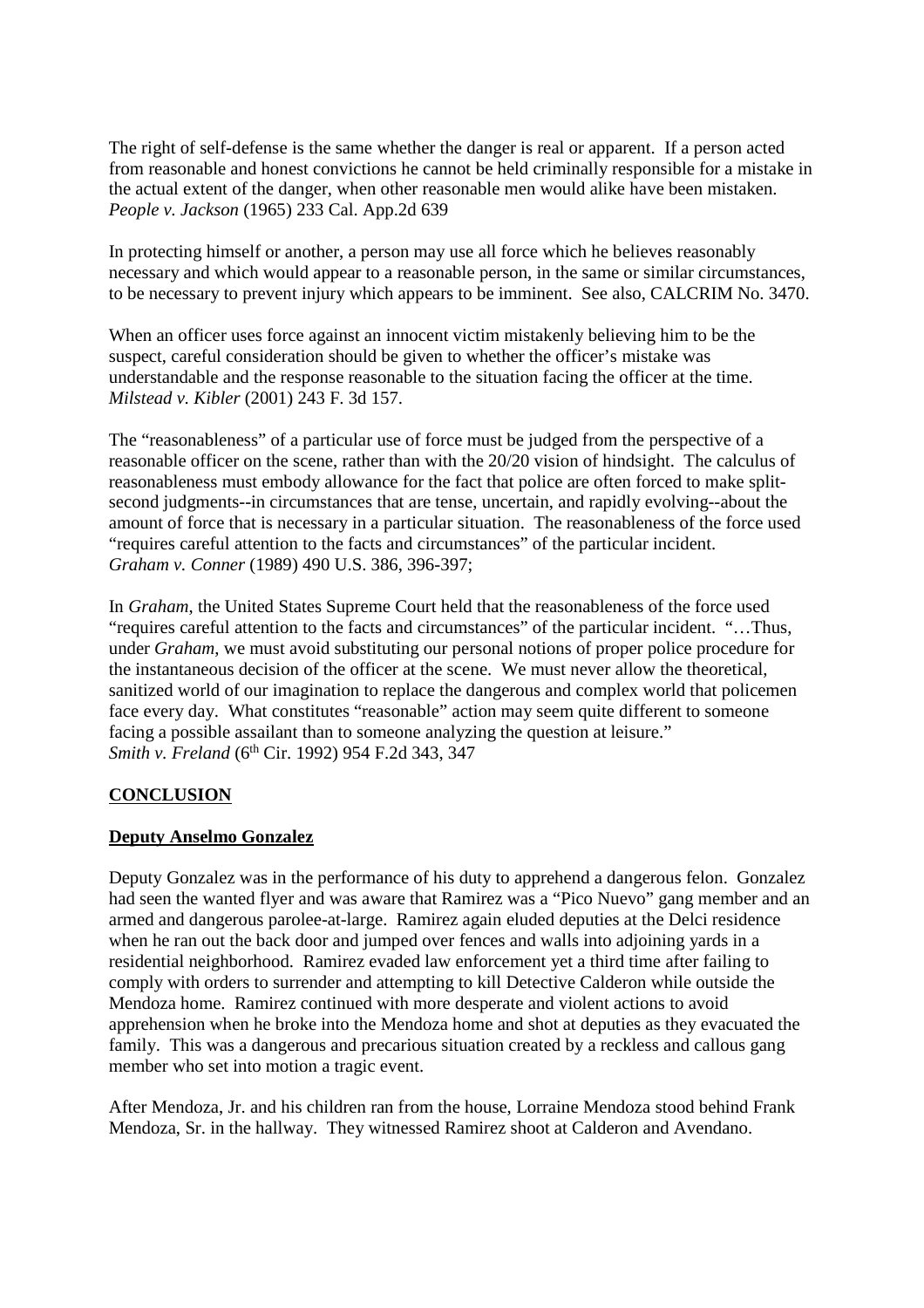The right of self-defense is the same whether the danger is real or apparent. If a person acted from reasonable and honest convictions he cannot be held criminally responsible for a mistake in the actual extent of the danger, when other reasonable men would alike have been mistaken. *People v. Jackson* (1965) 233 Cal. App.2d 639

In protecting himself or another, a person may use all force which he believes reasonably necessary and which would appear to a reasonable person, in the same or similar circumstances, to be necessary to prevent injury which appears to be imminent. See also, CALCRIM No. 3470.

When an officer uses force against an innocent victim mistakenly believing him to be the suspect, careful consideration should be given to whether the officer's mistake was understandable and the response reasonable to the situation facing the officer at the time. *Milstead v. Kibler* (2001) 243 F. 3d 157.

The "reasonableness" of a particular use of force must be judged from the perspective of a reasonable officer on the scene, rather than with the 20/20 vision of hindsight. The calculus of reasonableness must embody allowance for the fact that police are often forced to make split-second judgments--in circumstances that are tense, uncertain, and rapidly evolving--about the amount of force that is necessary in a particular situation. The reasonableness of the force used "requires careful attention to the facts and circumstances" of the particular incident. *Graham v. Conner* (1989) 490 U.S. 386, 396-397;

In *Graham*, the United States Supreme Court held that the reasonableness of the force used "requires careful attention to the facts and circumstances" of the particular incident. "…Thus, under *Graham*, we must avoid substituting our personal notions of proper police procedure for the instantaneous decision of the officer at the scene. We must never allow the theoretical, sanitized world of our imagination to replace the dangerous and complex world that policemen face every day. What constitutes "reasonable" action may seem quite different to someone facing a possible assailant than to someone analyzing the question at leisure." *Smith v. Freland* (6th Cir. 1992) 954 F.2d 343, 347

## CONCLUSION

### Deputy Anselmo Gonzalez

Deputy Gonzalez was in the performance of his duty to apprehend a dangerous felon. Gonzalez had seen the wanted flyer and was aware that Ramirez was a "Pico Nuevo" gang member and an armed and dangerous parolee-at-large. Ramirez again eluded deputies at the Delci residence when he ran out the back door and jumped over fences and walls into adjoining yards in a residential neighborhood. Ramirez evaded law enforcement yet a third time after failing to comply with orders to surrender and attempting to kill Detective Calderon while outside the Mendoza home. Ramirez continued with more desperate and violent actions to avoid apprehension when he broke into the Mendoza home and shot at deputies as they evacuated the family. This was a dangerous and precarious situation created by a reckless and callous gang member who set into motion a tragic event.

After Mendoza, Jr. and his children ran from the house, Lorraine Mendoza stood behind Frank Mendoza, Sr. in the hallway. They witnessed Ramirez shoot at Calderon and Avendano.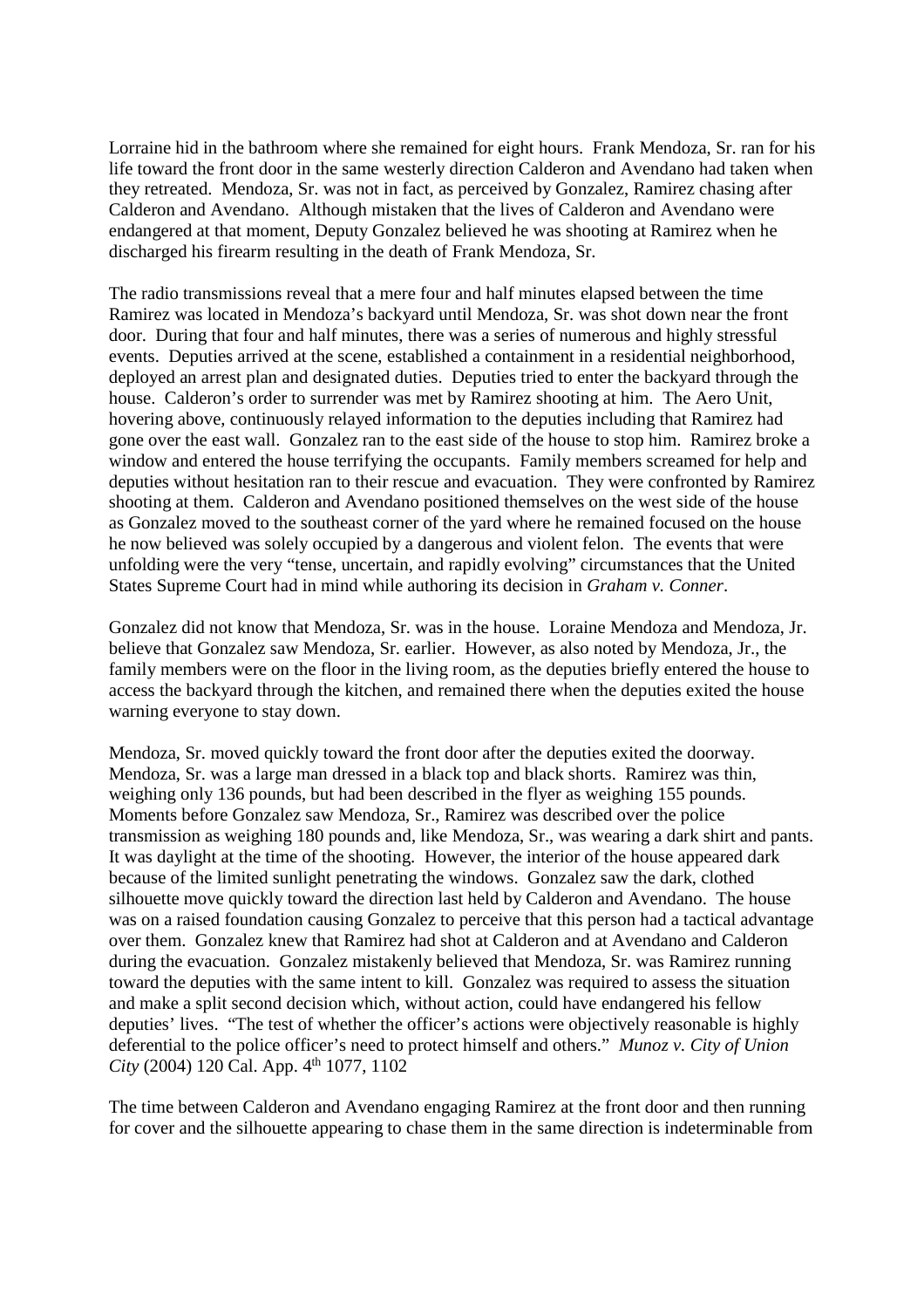Lorraine hid in the bathroom where she remained for eight hours. Frank Mendoza, Sr. ran for his life toward the front door in the same westerly direction Calderon and Avendano had taken when they retreated. Mendoza, Sr. was not in fact, as perceived by Gonzalez, Ramirez chasing after Calderon and Avendano. Although mistaken that the lives of Calderon and Avendano were endangered at that moment, Deputy Gonzalez believed he was shooting at Ramirez when he discharged his firearm resulting in the death of Frank Mendoza, Sr.

The radio transmissions reveal that a mere four and half minutes elapsed between the time Ramirez was located in Mendoza's backyard until Mendoza, Sr. was shot down near the front door. During that four and half minutes, there was a series of numerous and highly stressful events. Deputies arrived at the scene, established a containment in a residential neighborhood, deployed an arrest plan and designated duties. Deputies tried to enter the backyard through the house. Calderon's order to surrender was met by Ramirez shooting at him. The Aero Unit, hovering above, continuously relayed information to the deputies including that Ramirez had gone over the east wall. Gonzalez ran to the east side of the house to stop him. Ramirez broke a window and entered the house terrifying the occupants. Family members screamed for help and deputies without hesitation ran to their rescue and evacuation. They were confronted by Ramirez shooting at them. Calderon and Avendano positioned themselves on the west side of the house as Gonzalez moved to the southeast corner of the yard where he remained focused on the house he now believed was solely occupied by a dangerous and violent felon. The events that were unfolding were the very "tense, uncertain, and rapidly evolving" circumstances that the United States Supreme Court had in mind while authoring its decision in *Graham v. Conner*.

Gonzalez did not know that Mendoza, Sr. was in the house. Loraine Mendoza and Mendoza, Jr. believe that Gonzalez saw Mendoza, Sr. earlier. However, as also noted by Mendoza, Jr., the family members were on the floor in the living room, as the deputies briefly entered the house to access the backyard through the kitchen, and remained there when the deputies exited the house warning everyone to stay down.

Mendoza, Sr. moved quickly toward the front door after the deputies exited the doorway. Mendoza, Sr. was a large man dressed in a black top and black shorts. Ramirez was thin, weighing only 136 pounds, but had been described in the flyer as weighing 155 pounds. Moments before Gonzalez saw Mendoza, Sr., Ramirez was described over the police transmission as weighing 180 pounds and, like Mendoza, Sr., was wearing a dark shirt and pants. It was daylight at the time of the shooting. However, the interior of the house appeared dark because of the limited sunlight penetrating the windows. Gonzalez saw the dark, clothed silhouette move quickly toward the direction last held by Calderon and Avendano. The house was on a raised foundation causing Gonzalez to perceive that this person had a tactical advantage over them. Gonzalez knew that Ramirez had shot at Calderon and at Avendano and Calderon during the evacuation. Gonzalez mistakenly believed that Mendoza, Sr. was Ramirez running toward the deputies with the same intent to kill. Gonzalez was required to assess the situation and make a split second decision which, without action, could have endangered his fellow deputies' lives. "The test of whether the officer's actions were objectively reasonable is highly deferential to the police officer's need to protect himself and others." *Munoz v. City of Union City* (2004) 120 Cal. App. 4th 1077, 1102

The time between Calderon and Avendano engaging Ramirez at the front door and then running for cover and the silhouette appearing to chase them in the same direction is indeterminable from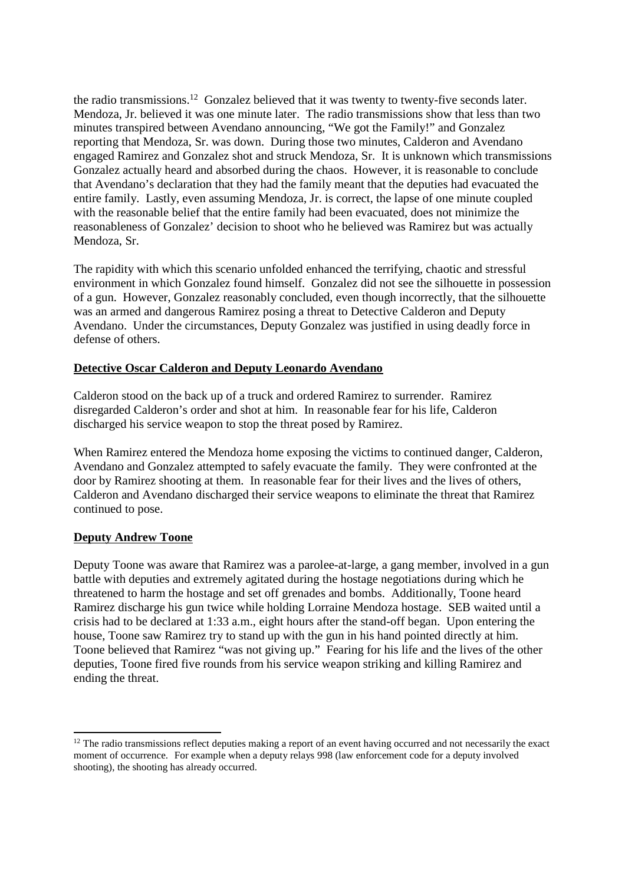the radio transmissions.[12] Gonzalez believed that it was twenty to twenty-five seconds later. Mendoza, Jr. believed it was one minute later. The radio transmissions show that less than two minutes transpired between Avendano announcing, "We got the Family!" and Gonzalez reporting that Mendoza, Sr. was down. During those two minutes, Calderon and Avendano engaged Ramirez and Gonzalez shot and struck Mendoza, Sr. It is unknown which transmissions Gonzalez actually heard and absorbed during the chaos. However, it is reasonable to conclude that Avendano's declaration that they had the family meant that the deputies had evacuated the entire family. Lastly, even assuming Mendoza, Jr. is correct, the lapse of one minute coupled with the reasonable belief that the entire family had been evacuated, does not minimize the reasonableness of Gonzalez' decision to shoot who he believed was Ramirez but was actually Mendoza, Sr.

The rapidity with which this scenario unfolded enhanced the terrifying, chaotic and stressful environment in which Gonzalez found himself. Gonzalez did not see the silhouette in possession of a gun. However, Gonzalez reasonably concluded, even though incorrectly, that the silhouette was an armed and dangerous Ramirez posing a threat to Detective Calderon and Deputy Avendano. Under the circumstances, Deputy Gonzalez was justified in using deadly force in defense of others.

**Detective Oscar Calderon and Deputy Leonardo Avendano**

Calderon stood on the back up of a truck and ordered Ramirez to surrender. Ramirez disregarded Calderon's order and shot at him. In reasonable fear for his life, Calderon discharged his service weapon to stop the threat posed by Ramirez.

When Ramirez entered the Mendoza home exposing the victims to continued danger, Calderon, Avendano and Gonzalez attempted to safely evacuate the family. They were confronted at the door by Ramirez shooting at them. In reasonable fear for their lives and the lives of others, Calderon and Avendano discharged their service weapons to eliminate the threat that Ramirez continued to pose.

**Deputy Andrew Toone**

Deputy Toone was aware that Ramirez was a parolee-at-large, a gang member, involved in a gun battle with deputies and extremely agitated during the hostage negotiations during which he threatened to harm the hostage and set off grenades and bombs. Additionally, Toone heard Ramirez discharge his gun twice while holding Lorraine Mendoza hostage. SEB waited until a crisis had to be declared at 1:33 a.m., eight hours after the stand-off began. Upon entering the house, Toone saw Ramirez try to stand up with the gun in his hand pointed directly at him. Toone believed that Ramirez "was not giving up." Fearing for his life and the lives of the other deputies, Toone fired five rounds from his service weapon striking and killing Ramirez and ending the threat.

[12] The radio transmissions reflect deputies making a report of an event having occurred and not necessarily the exact moment of occurrence. For example when a deputy relays 998 (law enforcement code for a deputy involved shooting), the shooting has already occurred.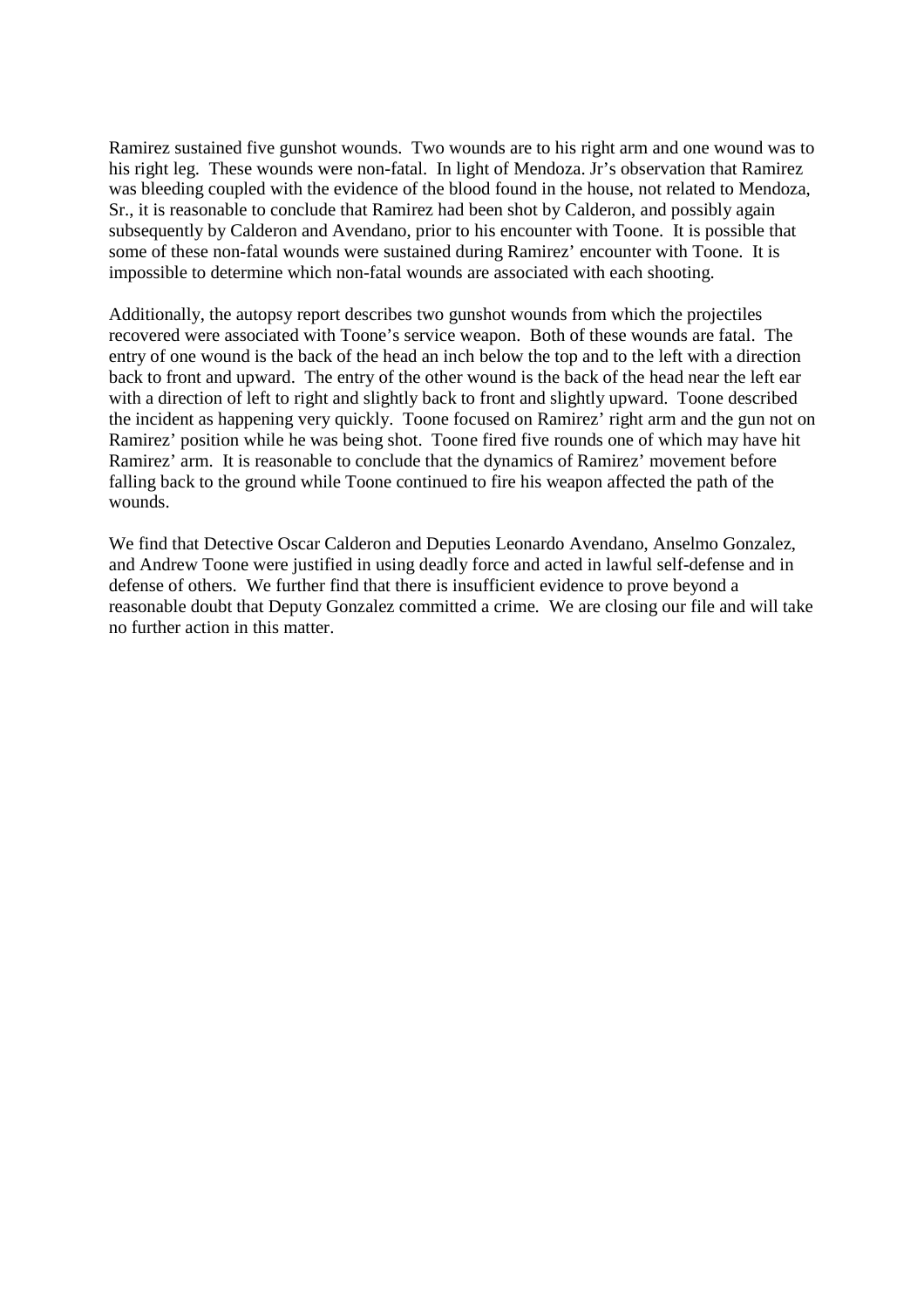Ramirez sustained five gunshot wounds. Two wounds are to his right arm and one wound was to his right leg. These wounds were non-fatal. In light of Mendoza. Jr's observation that Ramirez was bleeding coupled with the evidence of the blood found in the house, not related to Mendoza, Sr., it is reasonable to conclude that Ramirez had been shot by Calderon, and possibly again subsequently by Calderon and Avendano, prior to his encounter with Toone. It is possible that some of these non-fatal wounds were sustained during Ramirez' encounter with Toone. It is impossible to determine which non-fatal wounds are associated with each shooting.

Additionally, the autopsy report describes two gunshot wounds from which the projectiles recovered were associated with Toone's service weapon. Both of these wounds are fatal. The entry of one wound is the back of the head an inch below the top and to the left with a direction back to front and upward. The entry of the other wound is the back of the head near the left ear with a direction of left to right and slightly back to front and slightly upward. Toone described the incident as happening very quickly. Toone focused on Ramirez' right arm and the gun not on Ramirez' position while he was being shot. Toone fired five rounds one of which may have hit Ramirez' arm. It is reasonable to conclude that the dynamics of Ramirez' movement before falling back to the ground while Toone continued to fire his weapon affected the path of the wounds.

We find that Detective Oscar Calderon and Deputies Leonardo Avendano, Anselmo Gonzalez, and Andrew Toone were justified in using deadly force and acted in lawful self-defense and in defense of others. We further find that there is insufficient evidence to prove beyond a reasonable doubt that Deputy Gonzalez committed a crime. We are closing our file and will take no further action in this matter.